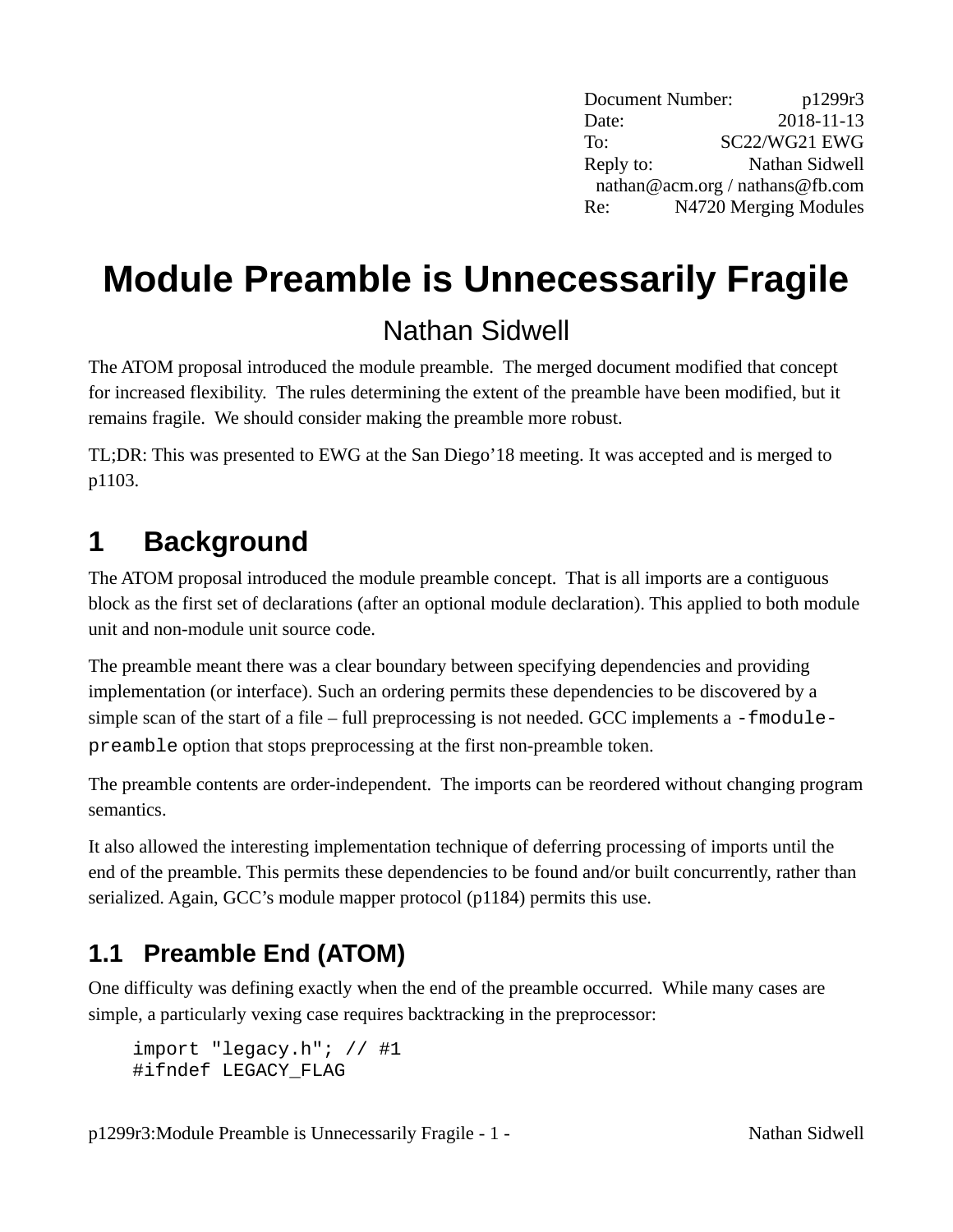Document Number: p1299r3
Date: 2018-11-13
To: SC22/WG21 EWG
Reply to: Nathan Sidwell
nathan@acm.org / nathans@fb.com
Re: N4720 Merging Modules

# Module Preamble is Unnecessarily Fragile

Nathan Sidwell

The ATOM proposal introduced the module preamble. The merged document modified that concept for increased flexibility. The rules determining the extent of the preamble have been modified, but it remains fragile. We should consider making the preamble more robust.

TL;DR: This was presented to EWG at the San Diego'18 meeting. It was accepted and is merged to p1103.

## 1 Background

The ATOM proposal introduced the module preamble concept. That is all imports are a contiguous block as the first set of declarations (after an optional module declaration). This applied to both module unit and non-module unit source code.

The preamble meant there was a clear boundary between specifying dependencies and providing implementation (or interface). Such an ordering permits these dependencies to be discovered by a simple scan of the start of a file – full preprocessing is not needed. GCC implements a `-fmodule-preamble` option that stops preprocessing at the first non-preamble token.

The preamble contents are order-independent. The imports can be reordered without changing program semantics.

It also allowed the interesting implementation technique of deferring processing of imports until the end of the preamble. This permits these dependencies to be found and/or built concurrently, rather than serialized. Again, GCC's module mapper protocol (p1184) permits this use.

### 1.1 Preamble End (ATOM)

One difficulty was defining exactly when the end of the preamble occurred. While many cases are simple, a particularly vexing case requires backtracking in the preprocessor:

```
import "legacy.h"; // #1
#ifndef LEGACY_FLAG
```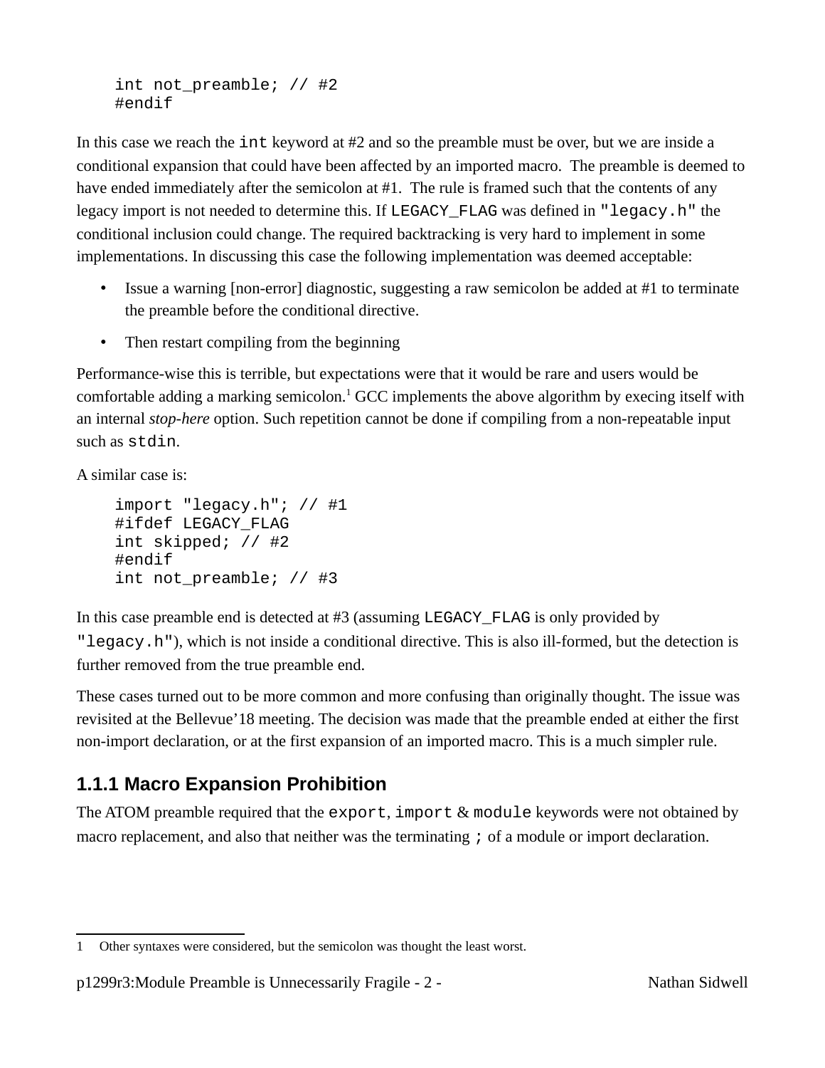```
int not_preamble; // #2
#endif
```

In this case we reach the `int` keyword at #2 and so the preamble must be over, but we are inside a conditional expansion that could have been affected by an imported macro. The preamble is deemed to have ended immediately after the semicolon at #1. The rule is framed such that the contents of any legacy import is not needed to determine this. If `LEGACY_FLAG` was defined in `"legacy.h"` the conditional inclusion could change. The required backtracking is very hard to implement in some implementations. In discussing this case the following implementation was deemed acceptable:

- Issue a warning [non-error] diagnostic, suggesting a raw semicolon be added at #1 to terminate the preamble before the conditional directive.
- Then restart compiling from the beginning

Performance-wise this is terrible, but expectations were that it would be rare and users would be comfortable adding a marking semicolon.[1] GCC implements the above algorithm by execing itself with an internal *stop-here* option. Such repetition cannot be done if compiling from a non-repeatable input such as `stdin`.

A similar case is:

```
import "legacy.h"; // #1
#ifdef LEGACY_FLAG
int skipped; // #2
#endif
int not_preamble; // #3
```

In this case preamble end is detected at #3 (assuming `LEGACY_FLAG` is only provided by `"legacy.h"`), which is not inside a conditional directive. This is also ill-formed, but the detection is further removed from the true preamble end.

These cases turned out to be more common and more confusing than originally thought. The issue was revisited at the Bellevue'18 meeting. The decision was made that the preamble ended at either the first non-import declaration, or at the first expansion of an imported macro. This is a much simpler rule.

### 1.1.1 Macro Expansion Prohibition

The ATOM preamble required that the `export`, `import` & `module` keywords were not obtained by macro replacement, and also that neither was the terminating `;` of a module or import declaration.

[1] Other syntaxes were considered, but the semicolon was thought the least worst.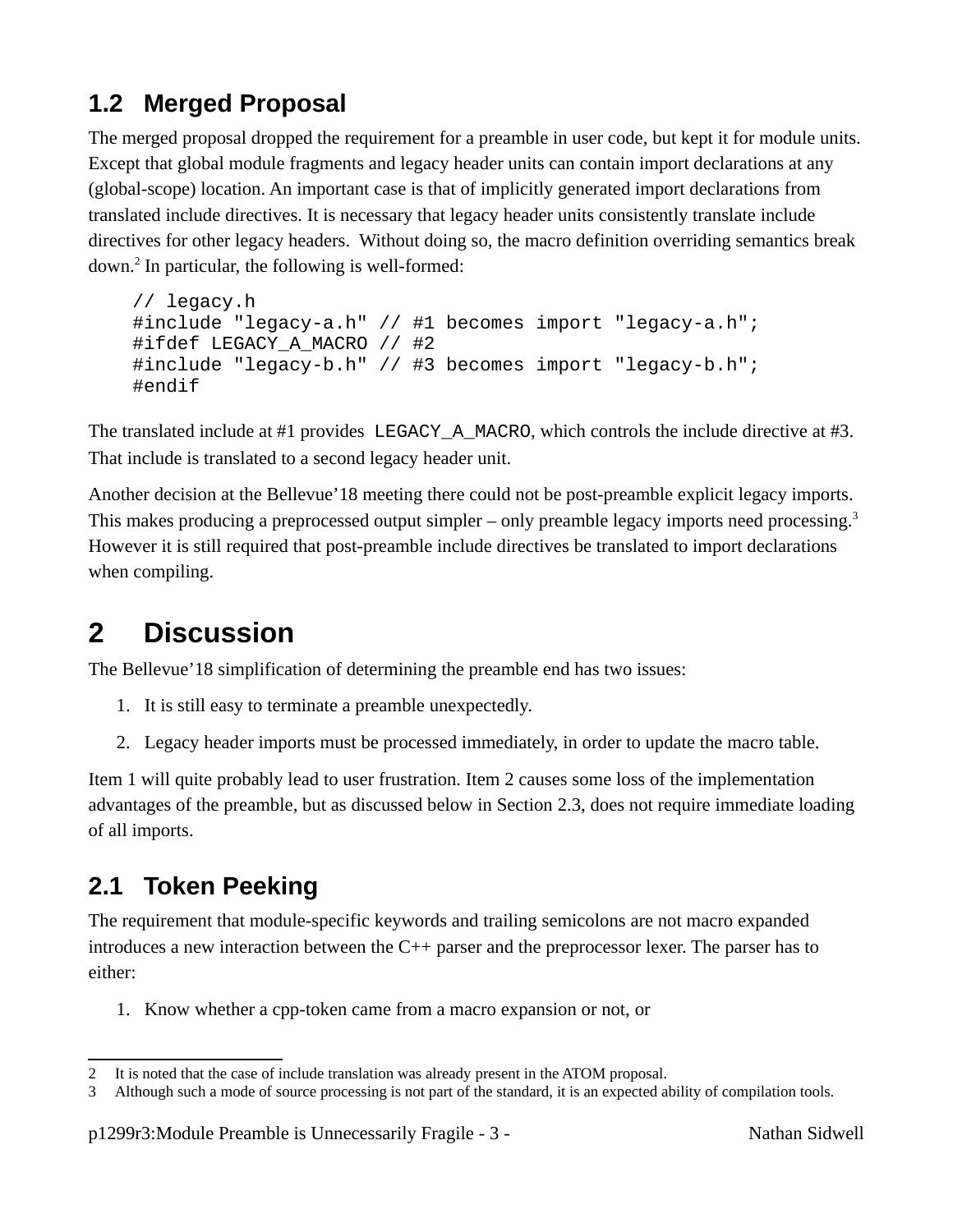## 1.2 Merged Proposal

The merged proposal dropped the requirement for a preamble in user code, but kept it for module units. Except that global module fragments and legacy header units can contain import declarations at any (global-scope) location. An important case is that of implicitly generated import declarations from translated include directives. It is necessary that legacy header units consistently translate include directives for other legacy headers. Without doing so, the macro definition overriding semantics break down.[2] In particular, the following is well-formed:

```
// legacy.h
#include "legacy-a.h" // #1 becomes import "legacy-a.h";
#ifdef LEGACY_A_MACRO // #2
#include "legacy-b.h" // #3 becomes import "legacy-b.h";
#endif
```

The translated include at #1 provides `LEGACY_A_MACRO`, which controls the include directive at #3. That include is translated to a second legacy header unit.

Another decision at the Bellevue'18 meeting there could not be post-preamble explicit legacy imports. This makes producing a preprocessed output simpler – only preamble legacy imports need processing.[3] However it is still required that post-preamble include directives be translated to import declarations when compiling.

# 2 Discussion

The Bellevue'18 simplification of determining the preamble end has two issues:

1. It is still easy to terminate a preamble unexpectedly.
2. Legacy header imports must be processed immediately, in order to update the macro table.

Item 1 will quite probably lead to user frustration. Item 2 causes some loss of the implementation advantages of the preamble, but as discussed below in Section 2.3, does not require immediate loading of all imports.

## 2.1 Token Peeking

The requirement that module-specific keywords and trailing semicolons are not macro expanded introduces a new interaction between the C++ parser and the preprocessor lexer. The parser has to either:

1. Know whether a cpp-token came from a macro expansion or not, or

---

2 It is noted that the case of include translation was already present in the ATOM proposal.

3 Although such a mode of source processing is not part of the standard, it is an expected ability of compilation tools.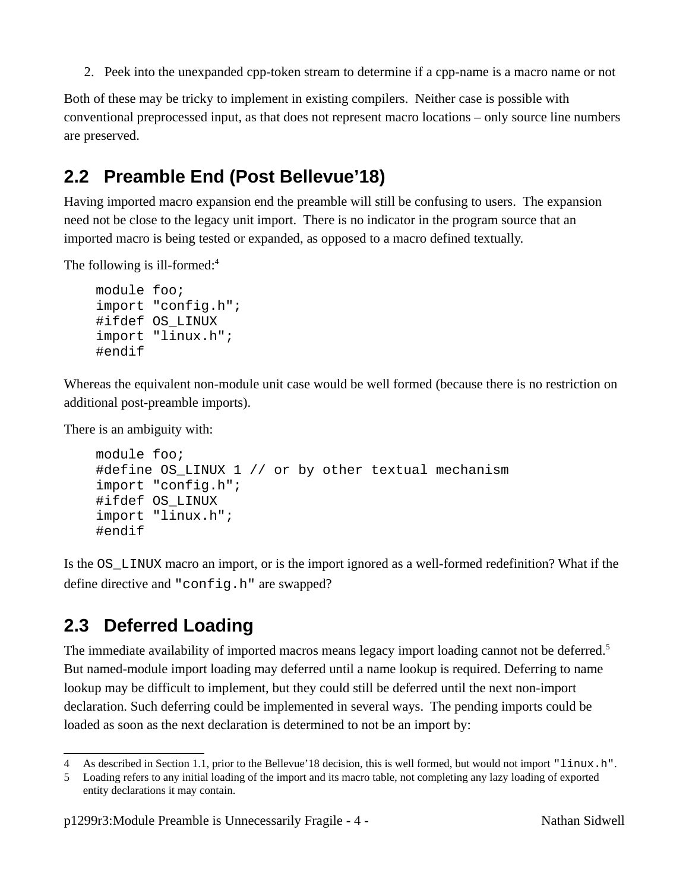2. Peek into the unexpanded cpp-token stream to determine if a cpp-name is a macro name or not

Both of these may be tricky to implement in existing compilers. Neither case is possible with conventional preprocessed input, as that does not represent macro locations – only source line numbers are preserved.

## 2.2 Preamble End (Post Bellevue'18)

Having imported macro expansion end the preamble will still be confusing to users. The expansion need not be close to the legacy unit import. There is no indicator in the program source that an imported macro is being tested or expanded, as opposed to a macro defined textually.

The following is ill-formed:[4]

```
module foo;
import "config.h";
#ifdef OS_LINUX
import "linux.h";
#endif
```

Whereas the equivalent non-module unit case would be well formed (because there is no restriction on additional post-preamble imports).

There is an ambiguity with:

```
module foo;
#define OS_LINUX 1 // or by other textual mechanism
import "config.h";
#ifdef OS_LINUX
import "linux.h";
#endif
```

Is the `OS_LINUX` macro an import, or is the import ignored as a well-formed redefinition? What if the define directive and `"config.h"` are swapped?

## 2.3 Deferred Loading

The immediate availability of imported macros means legacy import loading cannot not be deferred.[5] But named-module import loading may deferred until a name lookup is required. Deferring to name lookup may be difficult to implement, but they could still be deferred until the next non-import declaration. Such deferring could be implemented in several ways. The pending imports could be loaded as soon as the next declaration is determined to not be an import by:

---

4 As described in Section 1.1, prior to the Bellevue'18 decision, this is well formed, but would not import `"linux.h"`.

5 Loading refers to any initial loading of the import and its macro table, not completing any lazy loading of exported entity declarations it may contain.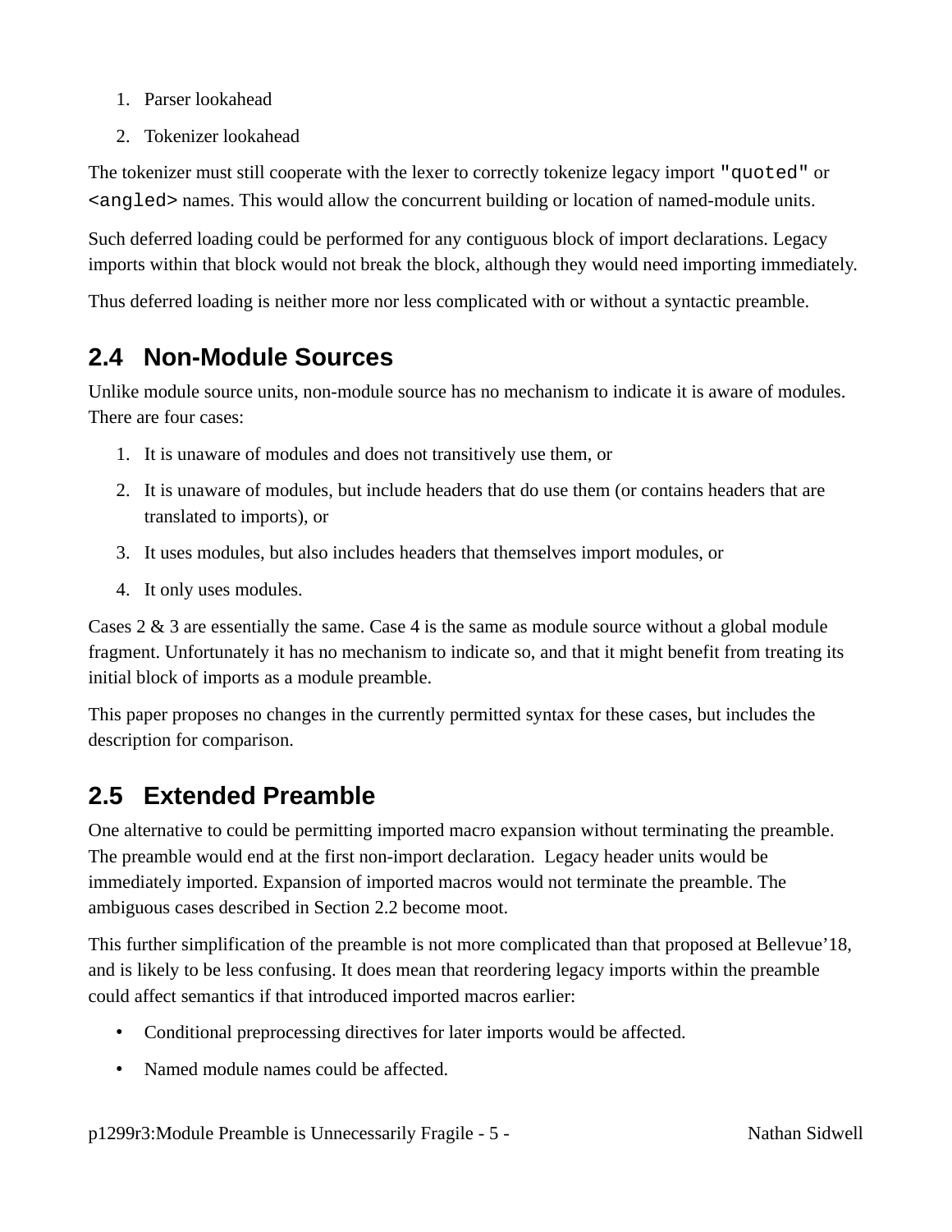1. Parser lookahead
2. Tokenizer lookahead

The tokenizer must still cooperate with the lexer to correctly tokenize legacy import `"quoted"` or `<angled>` names. This would allow the concurrent building or location of named-module units.

Such deferred loading could be performed for any contiguous block of import declarations. Legacy imports within that block would not break the block, although they would need importing immediately.

Thus deferred loading is neither more nor less complicated with or without a syntactic preamble.

## 2.4 Non-Module Sources

Unlike module source units, non-module source has no mechanism to indicate it is aware of modules. There are four cases:

1. It is unaware of modules and does not transitively use them, or
2. It is unaware of modules, but include headers that do use them (or contains headers that are translated to imports), or
3. It uses modules, but also includes headers that themselves import modules, or
4. It only uses modules.

Cases 2 & 3 are essentially the same. Case 4 is the same as module source without a global module fragment. Unfortunately it has no mechanism to indicate so, and that it might benefit from treating its initial block of imports as a module preamble.

This paper proposes no changes in the currently permitted syntax for these cases, but includes the description for comparison.

## 2.5 Extended Preamble

One alternative to could be permitting imported macro expansion without terminating the preamble. The preamble would end at the first non-import declaration. Legacy header units would be immediately imported. Expansion of imported macros would not terminate the preamble. The ambiguous cases described in Section 2.2 become moot.

This further simplification of the preamble is not more complicated than that proposed at Bellevue'18, and is likely to be less confusing. It does mean that reordering legacy imports within the preamble could affect semantics if that introduced imported macros earlier:

- Conditional preprocessing directives for later imports would be affected.
- Named module names could be affected.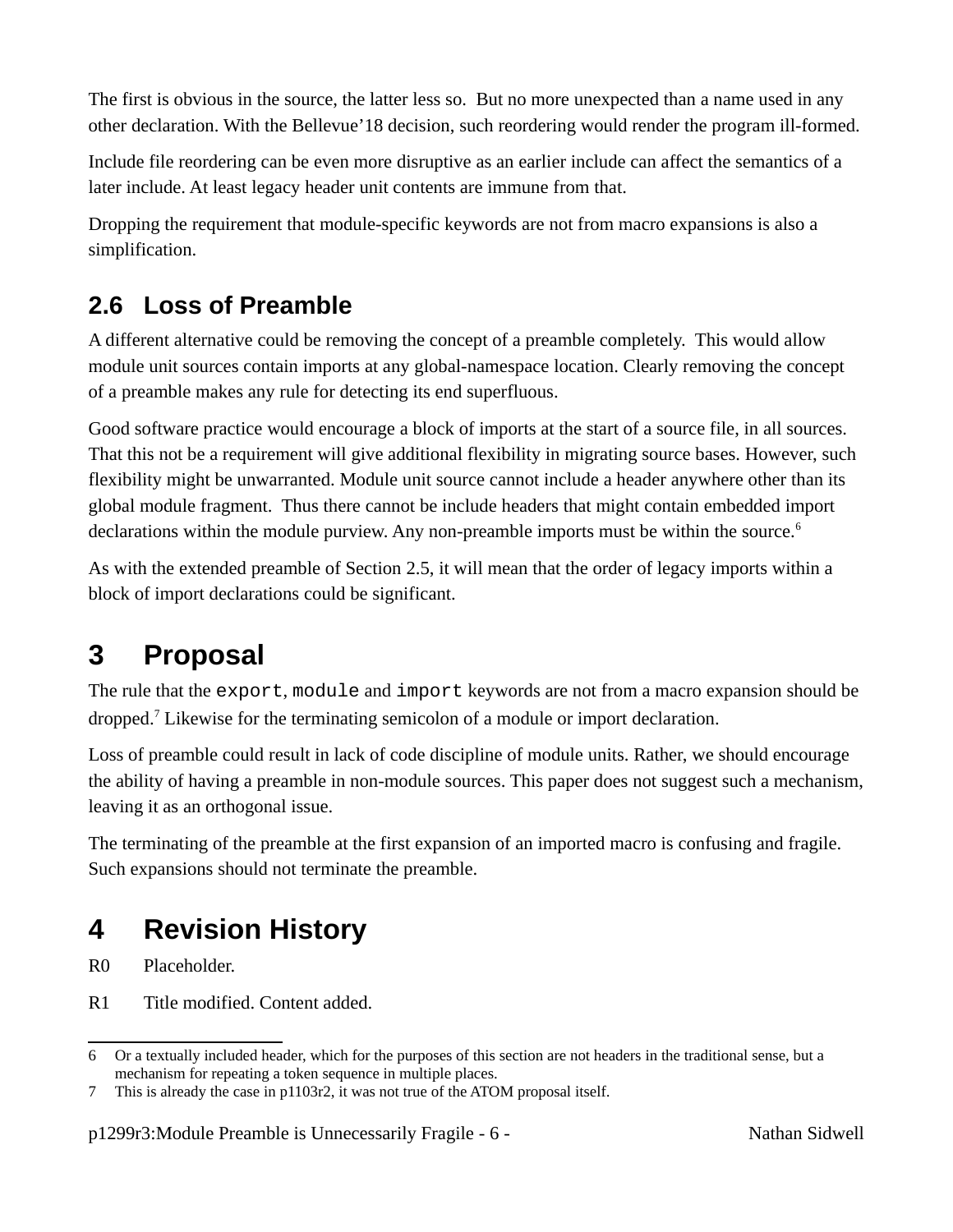The first is obvious in the source, the latter less so. But no more unexpected than a name used in any other declaration. With the Bellevue'18 decision, such reordering would render the program ill-formed.

Include file reordering can be even more disruptive as an earlier include can affect the semantics of a later include. At least legacy header unit contents are immune from that.

Dropping the requirement that module-specific keywords are not from macro expansions is also a simplification.

## 2.6 Loss of Preamble

A different alternative could be removing the concept of a preamble completely. This would allow module unit sources contain imports at any global-namespace location. Clearly removing the concept of a preamble makes any rule for detecting its end superfluous.

Good software practice would encourage a block of imports at the start of a source file, in all sources. That this not be a requirement will give additional flexibility in migrating source bases. However, such flexibility might be unwarranted. Module unit source cannot include a header anywhere other than its global module fragment. Thus there cannot be include headers that might contain embedded import declarations within the module purview. Any non-preamble imports must be within the source.[6]

As with the extended preamble of Section 2.5, it will mean that the order of legacy imports within a block of import declarations could be significant.

# 3 Proposal

The rule that the `export`, `module` and `import` keywords are not from a macro expansion should be dropped.[7] Likewise for the terminating semicolon of a module or import declaration.

Loss of preamble could result in lack of code discipline of module units. Rather, we should encourage the ability of having a preamble in non-module sources. This paper does not suggest such a mechanism, leaving it as an orthogonal issue.

The terminating of the preamble at the first expansion of an imported macro is confusing and fragile. Such expansions should not terminate the preamble.

# 4 Revision History

R0 Placeholder.

R1 Title modified. Content added.

---

6 Or a textually included header, which for the purposes of this section are not headers in the traditional sense, but a mechanism for repeating a token sequence in multiple places.

7 This is already the case in p1103r2, it was not true of the ATOM proposal itself.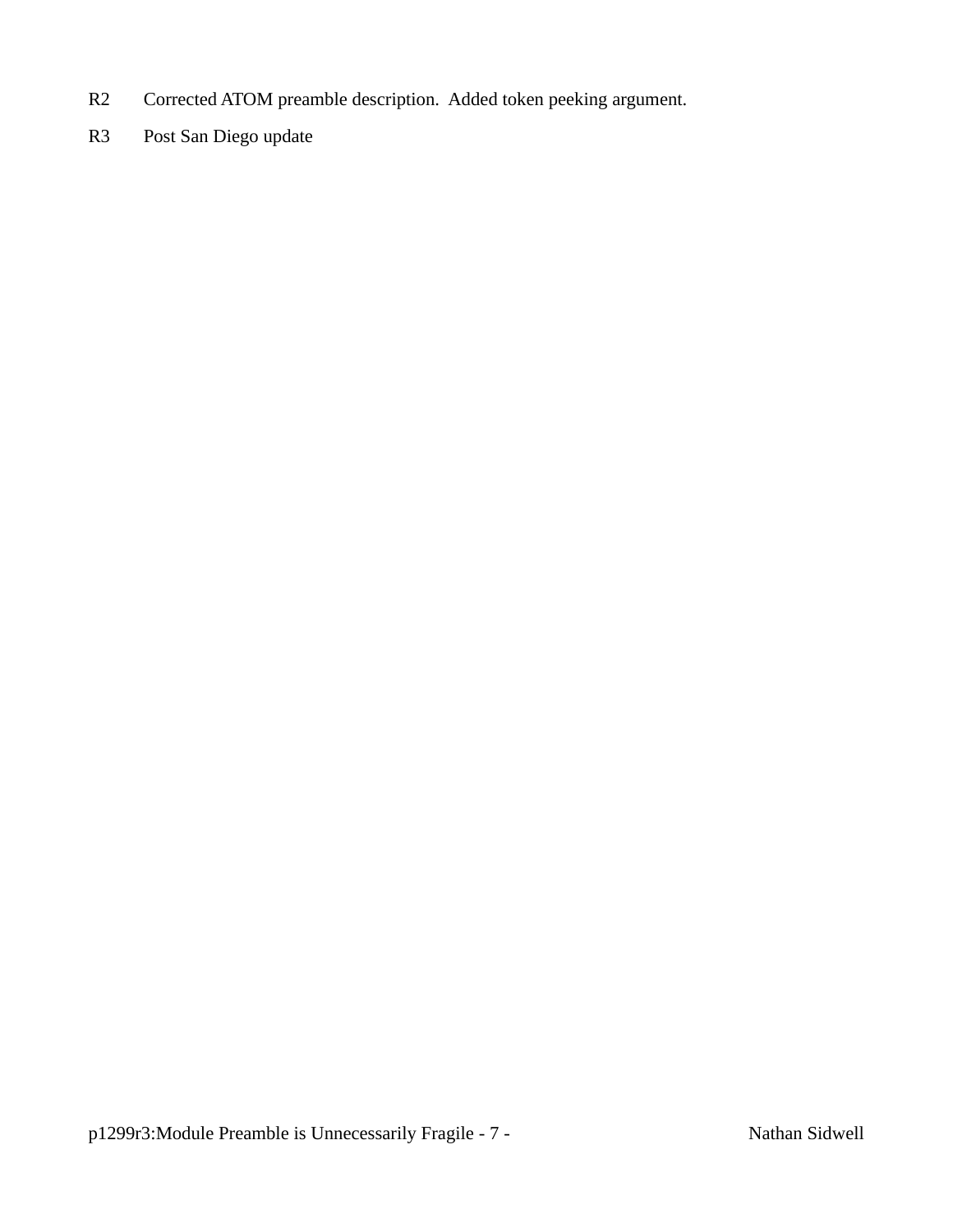R2 Corrected ATOM preamble description. Added token peeking argument.

R3 Post San Diego update